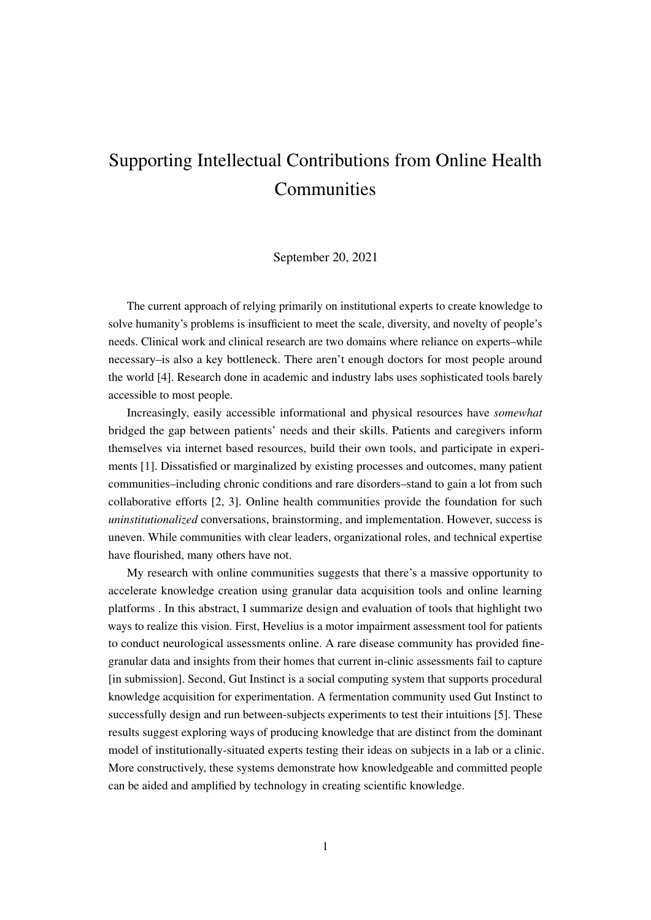# Supporting Intellectual Contributions from Online Health Communities

September 20, 2021

The current approach of relying primarily on institutional experts to create knowledge to solve humanity's problems is insufficient to meet the scale, diversity, and novelty of people's needs. Clinical work and clinical research are two domains where reliance on experts–while necessary–is also a key bottleneck. There aren't enough doctors for most people around the world [4]. Research done in academic and industry labs uses sophisticated tools barely accessible to most people.

Increasingly, easily accessible informational and physical resources have *somewhat* bridged the gap between patients' needs and their skills. Patients and caregivers inform themselves via internet based resources, build their own tools, and participate in experiments [1]. Dissatisfied or marginalized by existing processes and outcomes, many patient communities–including chronic conditions and rare disorders–stand to gain a lot from such collaborative efforts [2, 3]. Online health communities provide the foundation for such *uninstitutionalized* conversations, brainstorming, and implementation. However, success is uneven. While communities with clear leaders, organizational roles, and technical expertise have flourished, many others have not.

My research with online communities suggests that there's a massive opportunity to accelerate knowledge creation using granular data acquisition tools and online learning platforms . In this abstract, I summarize design and evaluation of tools that highlight two ways to realize this vision. First, Hevelius is a motor impairment assessment tool for patients to conduct neurological assessments online. A rare disease community has provided fine-granular data and insights from their homes that current in-clinic assessments fail to capture [in submission]. Second, Gut Instinct is a social computing system that supports procedural knowledge acquisition for experimentation. A fermentation community used Gut Instinct to successfully design and run between-subjects experiments to test their intuitions [5]. These results suggest exploring ways of producing knowledge that are distinct from the dominant model of institutionally-situated experts testing their ideas on subjects in a lab or a clinic. More constructively, these systems demonstrate how knowledgeable and committed people can be aided and amplified by technology in creating scientific knowledge.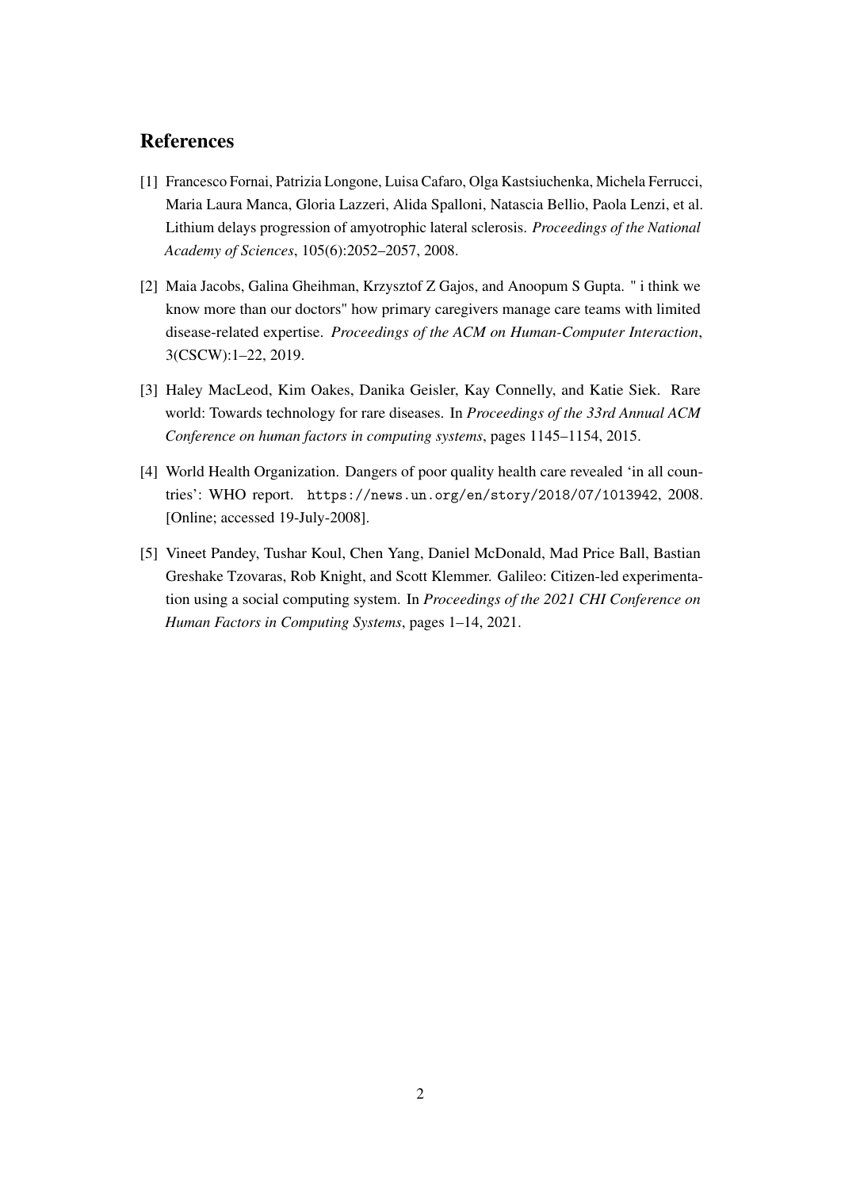## References

[1] Francesco Fornai, Patrizia Longone, Luisa Cafaro, Olga Kastsiuchenka, Michela Ferrucci, Maria Laura Manca, Gloria Lazzeri, Alida Spalloni, Natascia Bellio, Paola Lenzi, et al. Lithium delays progression of amyotrophic lateral sclerosis. *Proceedings of the National Academy of Sciences*, 105(6):2052–2057, 2008.

[2] Maia Jacobs, Galina Gheihman, Krzysztof Z Gajos, and Anoopum S Gupta. " i think we know more than our doctors" how primary caregivers manage care teams with limited disease-related expertise. *Proceedings of the ACM on Human-Computer Interaction*, 3(CSCW):1–22, 2019.

[3] Haley MacLeod, Kim Oakes, Danika Geisler, Kay Connelly, and Katie Siek. Rare world: Towards technology for rare diseases. In *Proceedings of the 33rd Annual ACM Conference on human factors in computing systems*, pages 1145–1154, 2015.

[4] World Health Organization. Dangers of poor quality health care revealed 'in all countries': WHO report. `https://news.un.org/en/story/2018/07/1013942`, 2008. [Online; accessed 19-July-2008].

[5] Vineet Pandey, Tushar Koul, Chen Yang, Daniel McDonald, Mad Price Ball, Bastian Greshake Tzovaras, Rob Knight, and Scott Klemmer. Galileo: Citizen-led experimentation using a social computing system. In *Proceedings of the 2021 CHI Conference on Human Factors in Computing Systems*, pages 1–14, 2021.